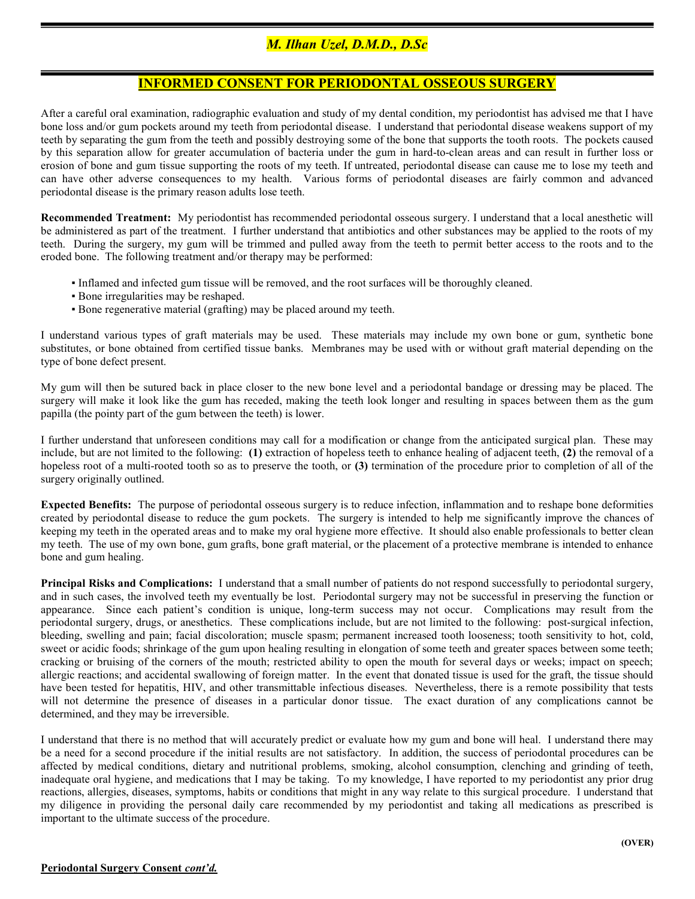# *M. Ilhan Uzel, D.M.D., D.Sc*

## INFORMED CONSENT FOR PERIODONTAL OSSEOUS SURGERY

After a careful oral examination, radiographic evaluation and study of my dental condition, my periodontist has advised me that I have bone loss and/or gum pockets around my teeth from periodontal disease. I understand that periodontal disease weakens support of my teeth by separating the gum from the teeth and possibly destroying some of the bone that supports the tooth roots. The pockets caused by this separation allow for greater accumulation of bacteria under the gum in hard-to-clean areas and can result in further loss or erosion of bone and gum tissue supporting the roots of my teeth. If untreated, periodontal disease can cause me to lose my teeth and can have other adverse consequences to my health. Various forms of periodontal diseases are fairly common and advanced periodontal disease is the primary reason adults lose teeth.

**Recommended Treatment:** My periodontist has recommended periodontal osseous surgery. I understand that a local anesthetic will be administered as part of the treatment. I further understand that antibiotics and other substances may be applied to the roots of my teeth. During the surgery, my gum will be trimmed and pulled away from the teeth to permit better access to the roots and to the eroded bone. The following treatment and/or therapy may be performed:

- Inflamed and infected gum tissue will be removed, and the root surfaces will be thoroughly cleaned.
- Bone irregularities may be reshaped.
- Bone regenerative material (grafting) may be placed around my teeth.

I understand various types of graft materials may be used. These materials may include my own bone or gum, synthetic bone substitutes, or bone obtained from certified tissue banks. Membranes may be used with or without graft material depending on the type of bone defect present.

My gum will then be sutured back in place closer to the new bone level and a periodontal bandage or dressing may be placed. The surgery will make it look like the gum has receded, making the teeth look longer and resulting in spaces between them as the gum papilla (the pointy part of the gum between the teeth) is lower.

I further understand that unforeseen conditions may call for a modification or change from the anticipated surgical plan. These may include, but are not limited to the following: **(1)** extraction of hopeless teeth to enhance healing of adjacent teeth, **(2)** the removal of a hopeless root of a multi-rooted tooth so as to preserve the tooth, or **(3)** termination of the procedure prior to completion of all of the surgery originally outlined.

**Expected Benefits:** The purpose of periodontal osseous surgery is to reduce infection, inflammation and to reshape bone deformities created by periodontal disease to reduce the gum pockets. The surgery is intended to help me significantly improve the chances of keeping my teeth in the operated areas and to make my oral hygiene more effective. It should also enable professionals to better clean my teeth. The use of my own bone, gum grafts, bone graft material, or the placement of a protective membrane is intended to enhance bone and gum healing.

**Principal Risks and Complications:** I understand that a small number of patients do not respond successfully to periodontal surgery, and in such cases, the involved teeth my eventually be lost. Periodontal surgery may not be successful in preserving the function or appearance. Since each patient's condition is unique, long-term success may not occur. Complications may result from the periodontal surgery, drugs, or anesthetics. These complications include, but are not limited to the following: post-surgical infection, bleeding, swelling and pain; facial discoloration; muscle spasm; permanent increased tooth looseness; tooth sensitivity to hot, cold, sweet or acidic foods; shrinkage of the gum upon healing resulting in elongation of some teeth and greater spaces between some teeth; cracking or bruising of the corners of the mouth; restricted ability to open the mouth for several days or weeks; impact on speech; allergic reactions; and accidental swallowing of foreign matter. In the event that donated tissue is used for the graft, the tissue should have been tested for hepatitis, HIV, and other transmittable infectious diseases. Nevertheless, there is a remote possibility that tests will not determine the presence of diseases in a particular donor tissue. The exact duration of any complications cannot be determined, and they may be irreversible.

I understand that there is no method that will accurately predict or evaluate how my gum and bone will heal. I understand there may be a need for a second procedure if the initial results are not satisfactory. In addition, the success of periodontal procedures can be affected by medical conditions, dietary and nutritional problems, smoking, alcohol consumption, clenching and grinding of teeth, inadequate oral hygiene, and medications that I may be taking. To my knowledge, I have reported to my periodontist any prior drug reactions, allergies, diseases, symptoms, habits or conditions that might in any way relate to this surgical procedure. I understand that my diligence in providing the personal daily care recommended by my periodontist and taking all medications as prescribed is important to the ultimate success of the procedure.

**(OVER)**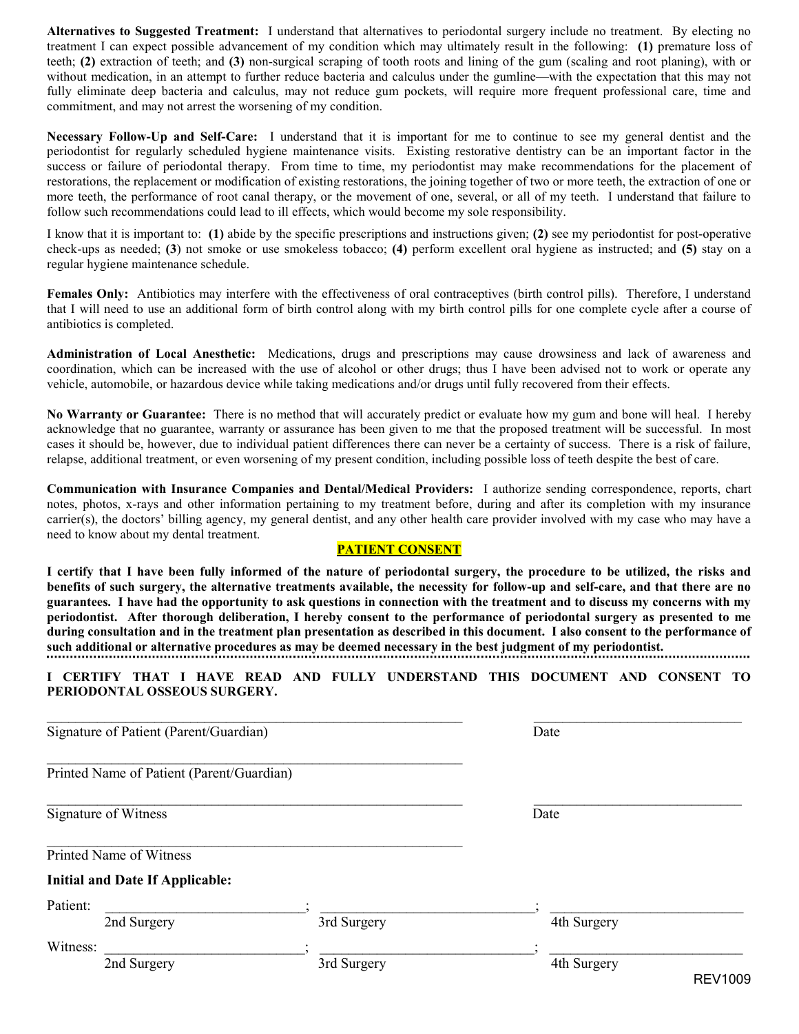**Alternatives to Suggested Treatment:** I understand that alternatives to periodontal surgery include no treatment. By electing no treatment I can expect possible advancement of my condition which may ultimately result in the following: **(1)** premature loss of teeth; **(2)** extraction of teeth; and **(3)** non-surgical scraping of tooth roots and lining of the gum (scaling and root planing), with or without medication, in an attempt to further reduce bacteria and calculus under the gumline—with the expectation that this may not fully eliminate deep bacteria and calculus, may not reduce gum pockets, will require more frequent professional care, time and commitment, and may not arrest the worsening of my condition.

**Necessary Follow-Up and Self-Care:** I understand that it is important for me to continue to see my general dentist and the periodontist for regularly scheduled hygiene maintenance visits. Existing restorative dentistry can be an important factor in the success or failure of periodontal therapy. From time to time, my periodontist may make recommendations for the placement of restorations, the replacement or modification of existing restorations, the joining together of two or more teeth, the extraction of one or more teeth, the performance of root canal therapy, or the movement of one, several, or all of my teeth. I understand that failure to follow such recommendations could lead to ill effects, which would become my sole responsibility.

I know that it is important to: **(1)** abide by the specific prescriptions and instructions given; **(2)** see my periodontist for post-operative check-ups as needed; **(3)** not smoke or use smokeless tobacco; **(4)** perform excellent oral hygiene as instructed; and **(5)** stay on a regular hygiene maintenance schedule.

**Females Only:** Antibiotics may interfere with the effectiveness of oral contraceptives (birth control pills). Therefore, I understand that I will need to use an additional form of birth control along with my birth control pills for one complete cycle after a course of antibiotics is completed.

**Administration of Local Anesthetic:** Medications, drugs and prescriptions may cause drowsiness and lack of awareness and coordination, which can be increased with the use of alcohol or other drugs; thus I have been advised not to work or operate any vehicle, automobile, or hazardous device while taking medications and/or drugs until fully recovered from their effects.

**No Warranty or Guarantee:** There is no method that will accurately predict or evaluate how my gum and bone will heal. I hereby acknowledge that no guarantee, warranty or assurance has been given to me that the proposed treatment will be successful. In most cases it should be, however, due to individual patient differences there can never be a certainty of success. There is a risk of failure, relapse, additional treatment, or even worsening of my present condition, including possible loss of teeth despite the best of care.

**Communication with Insurance Companies and Dental/Medical Providers:** I authorize sending correspondence, reports, chart notes, photos, x-rays and other information pertaining to my treatment before, during and after its completion with my insurance carrier(s), the doctors' billing agency, my general dentist, and any other health care provider involved with my case who may have a need to know about my dental treatment.

## PATIENT CONSENT

**I certify that I have been fully informed of the nature of periodontal surgery, the procedure to be utilized, the risks and benefits of such surgery, the alternative treatments available, the necessity for follow-up and self-care, and that there are no guarantees. I have had the opportunity to ask questions in connection with the treatment and to discuss my concerns with my periodontist. After thorough deliberation, I hereby consent to the performance of periodontal surgery as presented to me during consultation and in the treatment plan presentation as described in this document. I also consent to the performance of such additional or alternative procedures as may be deemed necessary in the best judgment of my periodontist.**

**I CERTIFY THAT I HAVE READ AND FULLY UNDERSTAND THIS DOCUMENT AND CONSENT TO PERIODONTAL OSSEOUS SURGERY.**

______________________________ ______________
Signature of Patient (Parent/Guardian) Date

______________________________
Printed Name of Patient (Parent/Guardian)

______________________________ ______________
Signature of Witness Date

______________________________
Printed Name of Witness

**Initial and Date If Applicable:**

Patient: ______________; ______________; ______________
2nd Surgery 3rd Surgery 4th Surgery

Witness: ______________; ______________; ______________
2nd Surgery 3rd Surgery 4th Surgery

REV1009